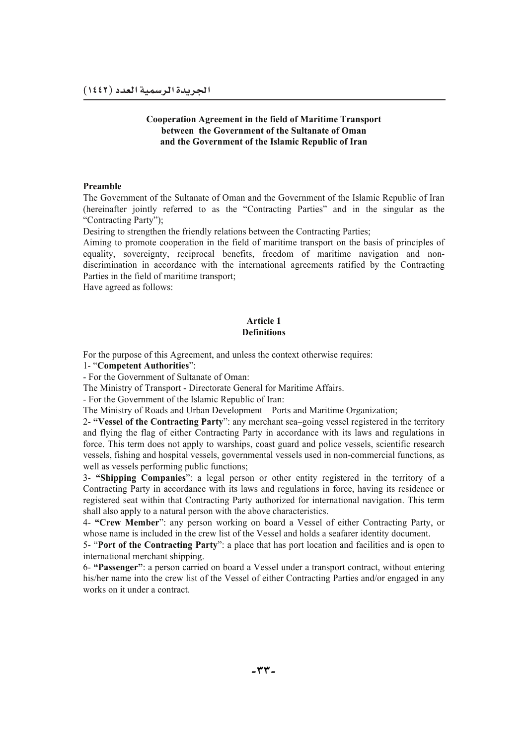**Cooperation Agreement in the field of Maritime Transport between the Government of the Sultanate of Oman and the Government of the Islamic Republic of Iran**

**Preamble**

The Government of the Sultanate of Oman and the Government of the Islamic Republic of Iran (hereinafter jointly referred to as the "Contracting Parties" and in the singular as the "Contracting Party");

Desiring to strengthen the friendly relations between the Contracting Parties;

Aiming to promote cooperation in the field of maritime transport on the basis of principles of equality, sovereignty, reciprocal benefits, freedom of maritime navigation and non-discrimination in accordance with the international agreements ratified by the Contracting Parties in the field of maritime transport;

Have agreed as follows:

**Article 1**
**Definitions**

For the purpose of this Agreement, and unless the context otherwise requires:

1- "**Competent Authorities**":

- For the Government of Sultanate of Oman:

The Ministry of Transport - Directorate General for Maritime Affairs.

- For the Government of the Islamic Republic of Iran:

The Ministry of Roads and Urban Development – Ports and Maritime Organization;

2- **"Vessel of the Contracting Party**": any merchant sea–going vessel registered in the territory and flying the flag of either Contracting Party in accordance with its laws and regulations in force. This term does not apply to warships, coast guard and police vessels, scientific research vessels, fishing and hospital vessels, governmental vessels used in non-commercial functions, as well as vessels performing public functions;

3- **"Shipping Companies**": a legal person or other entity registered in the territory of a Contracting Party in accordance with its laws and regulations in force, having its residence or registered seat within that Contracting Party authorized for international navigation. This term shall also apply to a natural person with the above characteristics.

4- **"Crew Member**": any person working on board a Vessel of either Contracting Party, or whose name is included in the crew list of the Vessel and holds a seafarer identity document.

5- "**Port of the Contracting Party**": a place that has port location and facilities and is open to international merchant shipping.

6- **"Passenger"**: a person carried on board a Vessel under a transport contract, without entering his/her name into the crew list of the Vessel of either Contracting Parties and/or engaged in any works on it under a contract.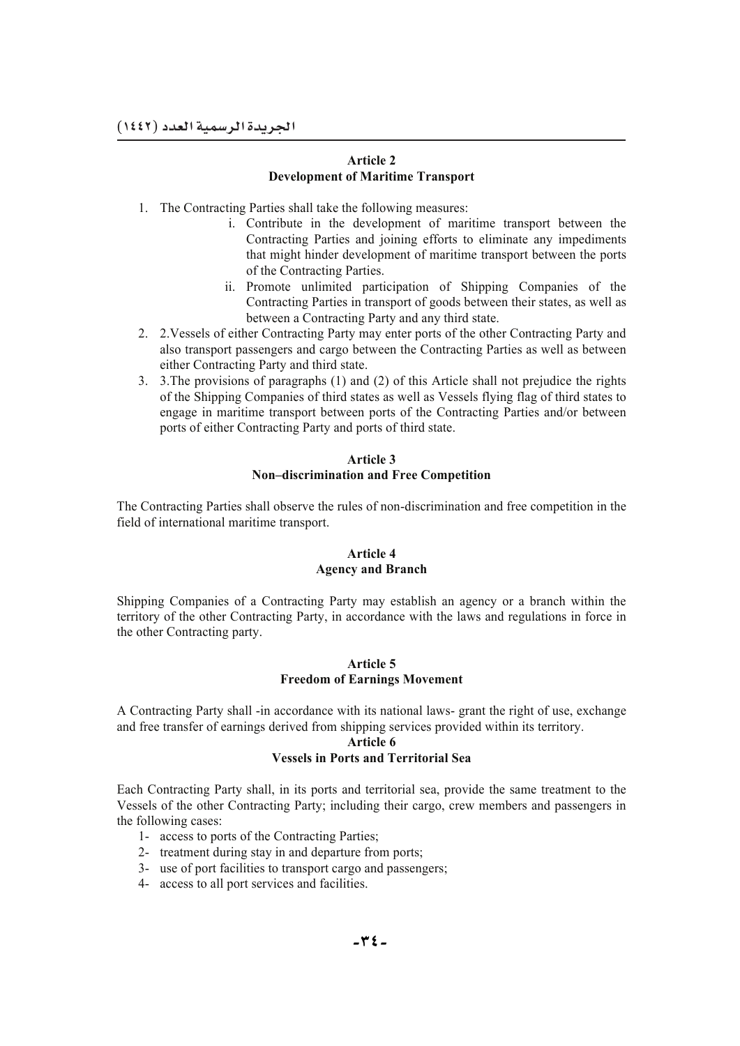## Article 2
## Development of Maritime Transport

1. The Contracting Parties shall take the following measures:
   i. Contribute in the development of maritime transport between the Contracting Parties and joining efforts to eliminate any impediments that might hinder development of maritime transport between the ports of the Contracting Parties.
   ii. Promote unlimited participation of Shipping Companies of the Contracting Parties in transport of goods between their states, as well as between a Contracting Party and any third state.
2. 2.Vessels of either Contracting Party may enter ports of the other Contracting Party and also transport passengers and cargo between the Contracting Parties as well as between either Contracting Party and third state.
3. 3.The provisions of paragraphs (1) and (2) of this Article shall not prejudice the rights of the Shipping Companies of third states as well as Vessels flying flag of third states to engage in maritime transport between ports of the Contracting Parties and/or between ports of either Contracting Party and ports of third state.

## Article 3
## Non–discrimination and Free Competition

The Contracting Parties shall observe the rules of non-discrimination and free competition in the field of international maritime transport.

## Article 4
## Agency and Branch

Shipping Companies of a Contracting Party may establish an agency or a branch within the territory of the other Contracting Party, in accordance with the laws and regulations in force in the other Contracting party.

## Article 5
## Freedom of Earnings Movement

A Contracting Party shall -in accordance with its national laws- grant the right of use, exchange and free transfer of earnings derived from shipping services provided within its territory.

## Article 6
## Vessels in Ports and Territorial Sea

Each Contracting Party shall, in its ports and territorial sea, provide the same treatment to the Vessels of the other Contracting Party; including their cargo, crew members and passengers in the following cases:

1- access to ports of the Contracting Parties;
2- treatment during stay in and departure from ports;
3- use of port facilities to transport cargo and passengers;
4- access to all port services and facilities.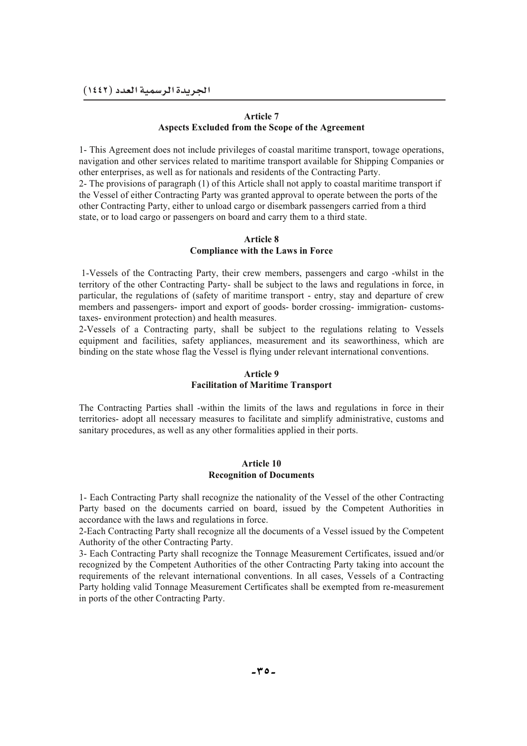### Article 7
### Aspects Excluded from the Scope of the Agreement

1- This Agreement does not include privileges of coastal maritime transport, towage operations, navigation and other services related to maritime transport available for Shipping Companies or other enterprises, as well as for nationals and residents of the Contracting Party.
2- The provisions of paragraph (1) of this Article shall not apply to coastal maritime transport if the Vessel of either Contracting Party was granted approval to operate between the ports of the other Contracting Party, either to unload cargo or disembark passengers carried from a third state, or to load cargo or passengers on board and carry them to a third state.

### Article 8
### Compliance with the Laws in Force

1-Vessels of the Contracting Party, their crew members, passengers and cargo -whilst in the territory of the other Contracting Party- shall be subject to the laws and regulations in force, in particular, the regulations of (safety of maritime transport - entry, stay and departure of crew members and passengers- import and export of goods- border crossing- immigration- customs- taxes- environment protection) and health measures.
2-Vessels of a Contracting party, shall be subject to the regulations relating to Vessels equipment and facilities, safety appliances, measurement and its seaworthiness, which are binding on the state whose flag the Vessel is flying under relevant international conventions.

### Article 9
### Facilitation of Maritime Transport

The Contracting Parties shall -within the limits of the laws and regulations in force in their territories- adopt all necessary measures to facilitate and simplify administrative, customs and sanitary procedures, as well as any other formalities applied in their ports.

### Article 10
### Recognition of Documents

1- Each Contracting Party shall recognize the nationality of the Vessel of the other Contracting Party based on the documents carried on board, issued by the Competent Authorities in accordance with the laws and regulations in force.
2-Each Contracting Party shall recognize all the documents of a Vessel issued by the Competent Authority of the other Contracting Party.
3- Each Contracting Party shall recognize the Tonnage Measurement Certificates, issued and/or recognized by the Competent Authorities of the other Contracting Party taking into account the requirements of the relevant international conventions. In all cases, Vessels of a Contracting Party holding valid Tonnage Measurement Certificates shall be exempted from re-measurement in ports of the other Contracting Party.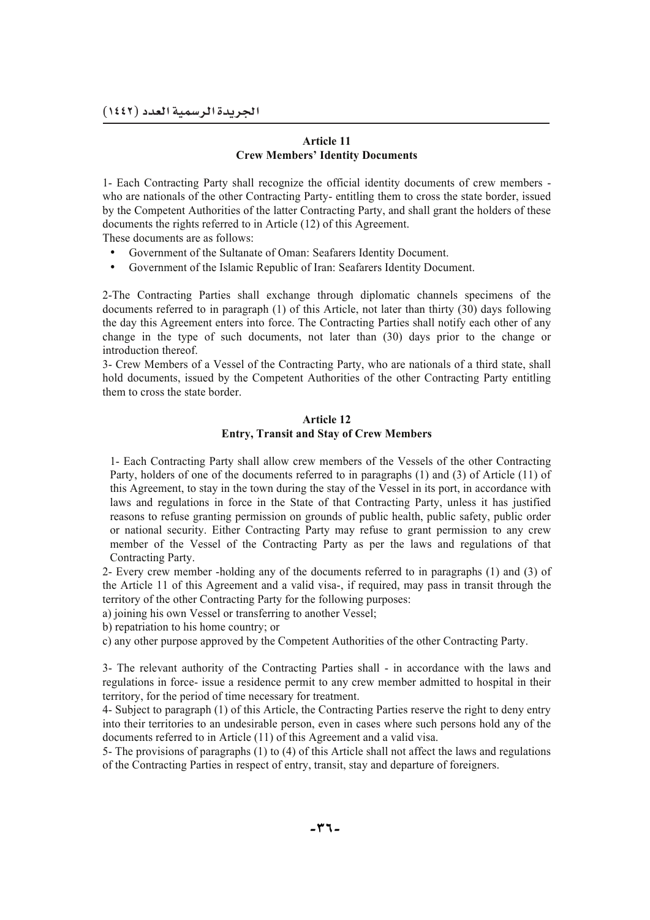### Article 11
### Crew Members' Identity Documents

1- Each Contracting Party shall recognize the official identity documents of crew members - who are nationals of the other Contracting Party- entitling them to cross the state border, issued by the Competent Authorities of the latter Contracting Party, and shall grant the holders of these documents the rights referred to in Article (12) of this Agreement.

These documents are as follows:

- Government of the Sultanate of Oman: Seafarers Identity Document.
- Government of the Islamic Republic of Iran: Seafarers Identity Document.

2-The Contracting Parties shall exchange through diplomatic channels specimens of the documents referred to in paragraph (1) of this Article, not later than thirty (30) days following the day this Agreement enters into force. The Contracting Parties shall notify each other of any change in the type of such documents, not later than (30) days prior to the change or introduction thereof.

3- Crew Members of a Vessel of the Contracting Party, who are nationals of a third state, shall hold documents, issued by the Competent Authorities of the other Contracting Party entitling them to cross the state border.

### Article 12
### Entry, Transit and Stay of Crew Members

1- Each Contracting Party shall allow crew members of the Vessels of the other Contracting Party, holders of one of the documents referred to in paragraphs (1) and (3) of Article (11) of this Agreement, to stay in the town during the stay of the Vessel in its port, in accordance with laws and regulations in force in the State of that Contracting Party, unless it has justified reasons to refuse granting permission on grounds of public health, public safety, public order or national security. Either Contracting Party may refuse to grant permission to any crew member of the Vessel of the Contracting Party as per the laws and regulations of that Contracting Party.

2- Every crew member -holding any of the documents referred to in paragraphs (1) and (3) of the Article 11 of this Agreement and a valid visa-, if required, may pass in transit through the territory of the other Contracting Party for the following purposes:

a) joining his own Vessel or transferring to another Vessel;

b) repatriation to his home country; or

c) any other purpose approved by the Competent Authorities of the other Contracting Party.

3- The relevant authority of the Contracting Parties shall - in accordance with the laws and regulations in force- issue a residence permit to any crew member admitted to hospital in their territory, for the period of time necessary for treatment.

4- Subject to paragraph (1) of this Article, the Contracting Parties reserve the right to deny entry into their territories to an undesirable person, even in cases where such persons hold any of the documents referred to in Article (11) of this Agreement and a valid visa.

5- The provisions of paragraphs (1) to (4) of this Article shall not affect the laws and regulations of the Contracting Parties in respect of entry, transit, stay and departure of foreigners.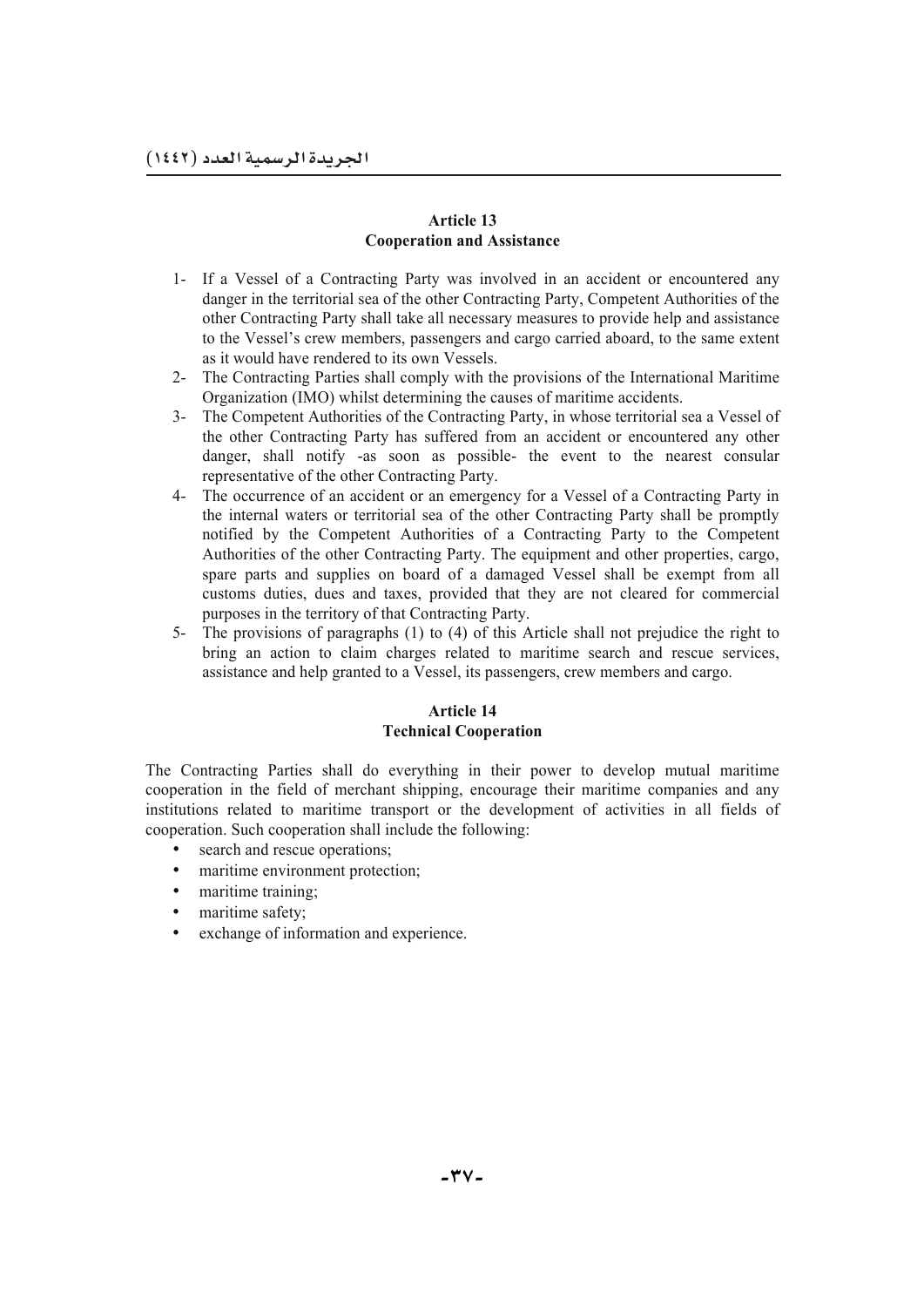## Article 13
## Cooperation and Assistance

1- If a Vessel of a Contracting Party was involved in an accident or encountered any danger in the territorial sea of the other Contracting Party, Competent Authorities of the other Contracting Party shall take all necessary measures to provide help and assistance to the Vessel's crew members, passengers and cargo carried aboard, to the same extent as it would have rendered to its own Vessels.
2- The Contracting Parties shall comply with the provisions of the International Maritime Organization (IMO) whilst determining the causes of maritime accidents.
3- The Competent Authorities of the Contracting Party, in whose territorial sea a Vessel of the other Contracting Party has suffered from an accident or encountered any other danger, shall notify -as soon as possible- the event to the nearest consular representative of the other Contracting Party.
4- The occurrence of an accident or an emergency for a Vessel of a Contracting Party in the internal waters or territorial sea of the other Contracting Party shall be promptly notified by the Competent Authorities of a Contracting Party to the Competent Authorities of the other Contracting Party. The equipment and other properties, cargo, spare parts and supplies on board of a damaged Vessel shall be exempt from all customs duties, dues and taxes, provided that they are not cleared for commercial purposes in the territory of that Contracting Party.
5- The provisions of paragraphs (1) to (4) of this Article shall not prejudice the right to bring an action to claim charges related to maritime search and rescue services, assistance and help granted to a Vessel, its passengers, crew members and cargo.

## Article 14
## Technical Cooperation

The Contracting Parties shall do everything in their power to develop mutual maritime cooperation in the field of merchant shipping, encourage their maritime companies and any institutions related to maritime transport or the development of activities in all fields of cooperation. Such cooperation shall include the following:

- search and rescue operations;
- maritime environment protection;
- maritime training;
- maritime safety;
- exchange of information and experience.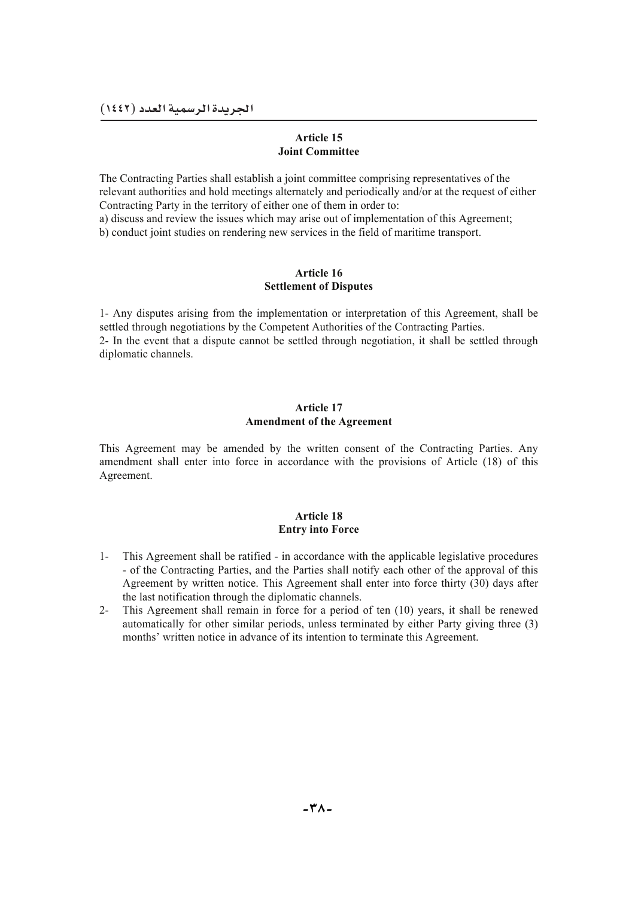## Article 15
## Joint Committee

The Contracting Parties shall establish a joint committee comprising representatives of the relevant authorities and hold meetings alternately and periodically and/or at the request of either Contracting Party in the territory of either one of them in order to:

a) discuss and review the issues which may arise out of implementation of this Agreement;

b) conduct joint studies on rendering new services in the field of maritime transport.

## Article 16
## Settlement of Disputes

1- Any disputes arising from the implementation or interpretation of this Agreement, shall be settled through negotiations by the Competent Authorities of the Contracting Parties.

2- In the event that a dispute cannot be settled through negotiation, it shall be settled through diplomatic channels.

## Article 17
## Amendment of the Agreement

This Agreement may be amended by the written consent of the Contracting Parties. Any amendment shall enter into force in accordance with the provisions of Article (18) of this Agreement.

## Article 18
## Entry into Force

1- This Agreement shall be ratified - in accordance with the applicable legislative procedures - of the Contracting Parties, and the Parties shall notify each other of the approval of this Agreement by written notice. This Agreement shall enter into force thirty (30) days after the last notification through the diplomatic channels.

2- This Agreement shall remain in force for a period of ten (10) years, it shall be renewed automatically for other similar periods, unless terminated by either Party giving three (3) months' written notice in advance of its intention to terminate this Agreement.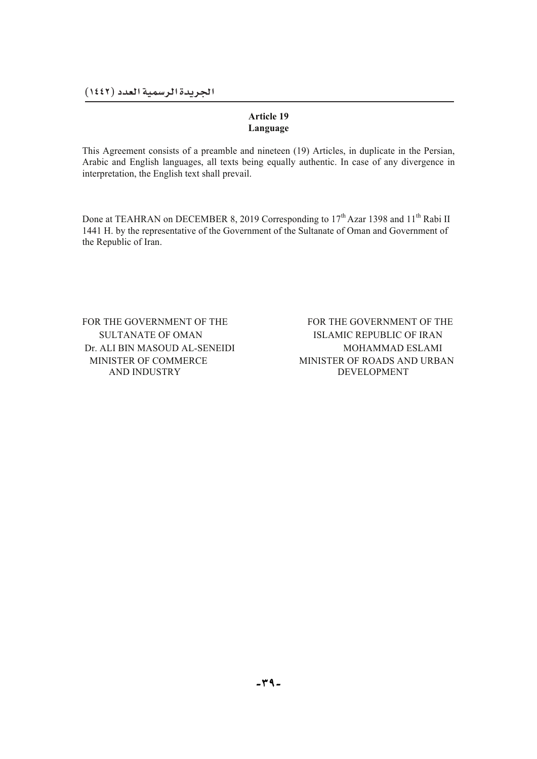## Article 19
## Language

This Agreement consists of a preamble and nineteen (19) Articles, in duplicate in the Persian, Arabic and English languages, all texts being equally authentic. In case of any divergence in interpretation, the English text shall prevail.

Done at TEAHRAN on DECEMBER 8, 2019 Corresponding to 17th Azar 1398 and 11th Rabi II 1441 H. by the representative of the Government of the Sultanate of Oman and Government of the Republic of Iran.

FOR THE GOVERNMENT OF THE
SULTANATE OF OMAN
Dr. ALI BIN MASOUD AL-SENEIDI
MINISTER OF COMMERCE
AND INDUSTRY

FOR THE GOVERNMENT OF THE
ISLAMIC REPUBLIC OF IRAN
MOHAMMAD ESLAMI
MINISTER OF ROADS AND URBAN
DEVELOPMENT